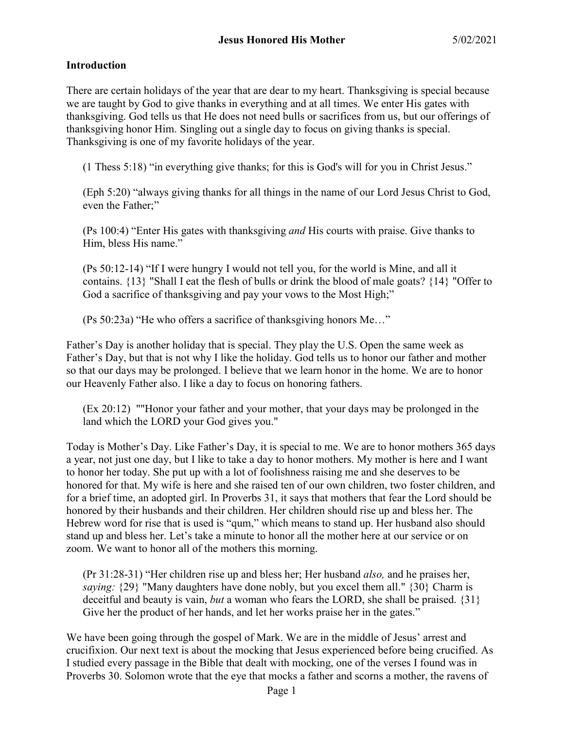**Jesus Honored His Mother** 5/02/2021

**Introduction**

There are certain holidays of the year that are dear to my heart. Thanksgiving is special because we are taught by God to give thanks in everything and at all times. We enter His gates with thanksgiving. God tells us that He does not need bulls or sacrifices from us, but our offerings of thanksgiving honor Him. Singling out a single day to focus on giving thanks is special. Thanksgiving is one of my favorite holidays of the year.

> (1 Thess 5:18) "in everything give thanks; for this is God's will for you in Christ Jesus."
>
> (Eph 5:20) "always giving thanks for all things in the name of our Lord Jesus Christ to God, even the Father;"
>
> (Ps 100:4) "Enter His gates with thanksgiving *and* His courts with praise. Give thanks to Him, bless His name."
>
> (Ps 50:12-14) "If I were hungry I would not tell you, for the world is Mine, and all it contains. {13} "Shall I eat the flesh of bulls or drink the blood of male goats? {14} "Offer to God a sacrifice of thanksgiving and pay your vows to the Most High;"
>
> (Ps 50:23a) "He who offers a sacrifice of thanksgiving honors Me…"

Father's Day is another holiday that is special. They play the U.S. Open the same week as Father's Day, but that is not why I like the holiday. God tells us to honor our father and mother so that our days may be prolonged. I believe that we learn honor in the home. We are to honor our Heavenly Father also. I like a day to focus on honoring fathers.

> (Ex 20:12) ""Honor your father and your mother, that your days may be prolonged in the land which the LORD your God gives you."

Today is Mother's Day. Like Father's Day, it is special to me. We are to honor mothers 365 days a year, not just one day, but I like to take a day to honor mothers. My mother is here and I want to honor her today. She put up with a lot of foolishness raising me and she deserves to be honored for that. My wife is here and she raised ten of our own children, two foster children, and for a brief time, an adopted girl. In Proverbs 31, it says that mothers that fear the Lord should be honored by their husbands and their children. Her children should rise up and bless her. The Hebrew word for rise that is used is "qum," which means to stand up. Her husband also should stand up and bless her. Let's take a minute to honor all the mother here at our service or on zoom. We want to honor all of the mothers this morning.

> (Pr 31:28-31) "Her children rise up and bless her; Her husband *also,* and he praises her, *saying:* {29} "Many daughters have done nobly, but you excel them all." {30} Charm is deceitful and beauty is vain, *but* a woman who fears the LORD, she shall be praised. {31} Give her the product of her hands, and let her works praise her in the gates."

We have been going through the gospel of Mark. We are in the middle of Jesus' arrest and crucifixion. Our next text is about the mocking that Jesus experienced before being crucified. As I studied every passage in the Bible that dealt with mocking, one of the verses I found was in Proverbs 30. Solomon wrote that the eye that mocks a father and scorns a mother, the ravens of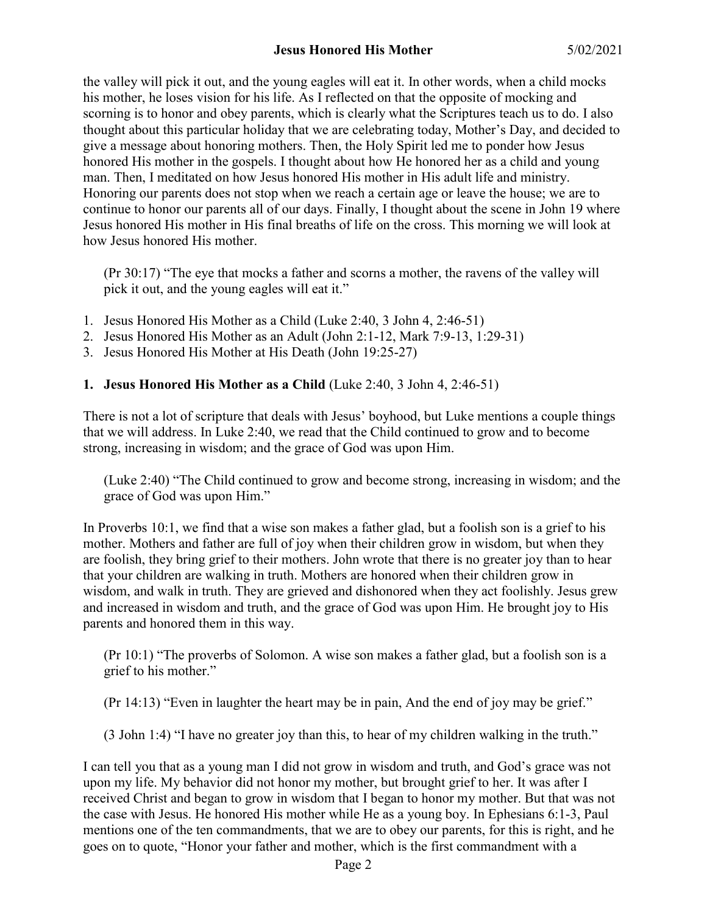the valley will pick it out, and the young eagles will eat it. In other words, when a child mocks his mother, he loses vision for his life. As I reflected on that the opposite of mocking and scorning is to honor and obey parents, which is clearly what the Scriptures teach us to do. I also thought about this particular holiday that we are celebrating today, Mother's Day, and decided to give a message about honoring mothers. Then, the Holy Spirit led me to ponder how Jesus honored His mother in the gospels. I thought about how He honored her as a child and young man. Then, I meditated on how Jesus honored His mother in His adult life and ministry. Honoring our parents does not stop when we reach a certain age or leave the house; we are to continue to honor our parents all of our days. Finally, I thought about the scene in John 19 where Jesus honored His mother in His final breaths of life on the cross. This morning we will look at how Jesus honored His mother.

> (Pr 30:17) "The eye that mocks a father and scorns a mother, the ravens of the valley will pick it out, and the young eagles will eat it."

1. Jesus Honored His Mother as a Child (Luke 2:40, 3 John 4, 2:46-51)
2. Jesus Honored His Mother as an Adult (John 2:1-12, Mark 7:9-13, 1:29-31)
3. Jesus Honored His Mother at His Death (John 19:25-27)

## 1. Jesus Honored His Mother as a Child (Luke 2:40, 3 John 4, 2:46-51)

There is not a lot of scripture that deals with Jesus' boyhood, but Luke mentions a couple things that we will address. In Luke 2:40, we read that the Child continued to grow and to become strong, increasing in wisdom; and the grace of God was upon Him.

> (Luke 2:40) "The Child continued to grow and become strong, increasing in wisdom; and the grace of God was upon Him."

In Proverbs 10:1, we find that a wise son makes a father glad, but a foolish son is a grief to his mother. Mothers and father are full of joy when their children grow in wisdom, but when they are foolish, they bring grief to their mothers. John wrote that there is no greater joy than to hear that your children are walking in truth. Mothers are honored when their children grow in wisdom, and walk in truth. They are grieved and dishonored when they act foolishly. Jesus grew and increased in wisdom and truth, and the grace of God was upon Him. He brought joy to His parents and honored them in this way.

> (Pr 10:1) "The proverbs of Solomon. A wise son makes a father glad, but a foolish son is a grief to his mother."

> (Pr 14:13) "Even in laughter the heart may be in pain, And the end of joy may be grief."

> (3 John 1:4) "I have no greater joy than this, to hear of my children walking in the truth."

I can tell you that as a young man I did not grow in wisdom and truth, and God's grace was not upon my life. My behavior did not honor my mother, but brought grief to her. It was after I received Christ and began to grow in wisdom that I began to honor my mother. But that was not the case with Jesus. He honored His mother while He as a young boy. In Ephesians 6:1-3, Paul mentions one of the ten commandments, that we are to obey our parents, for this is right, and he goes on to quote, "Honor your father and mother, which is the first commandment with a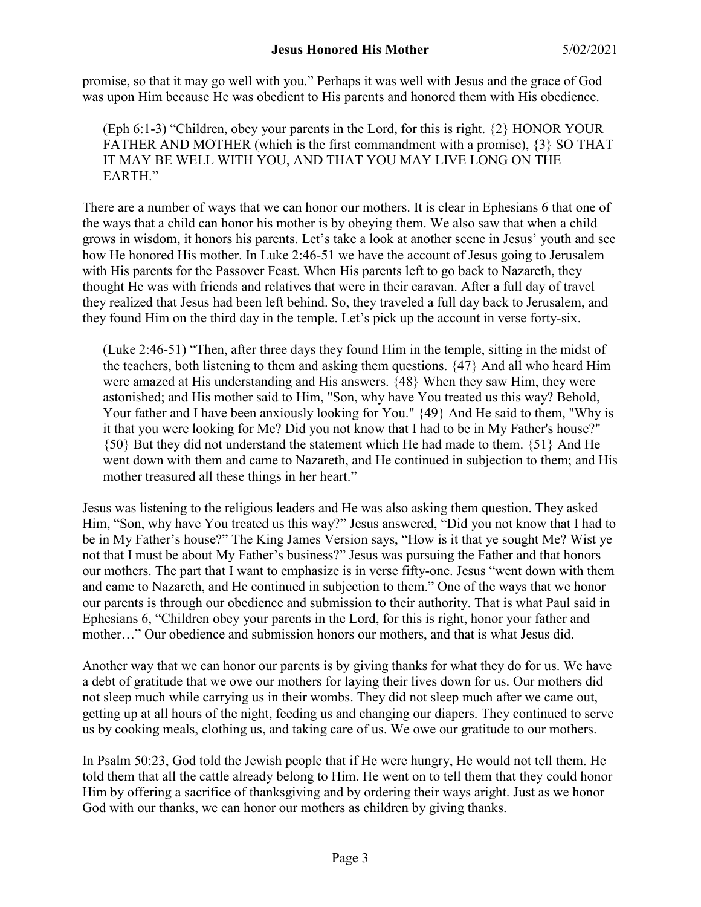promise, so that it may go well with you." Perhaps it was well with Jesus and the grace of God was upon Him because He was obedient to His parents and honored them with His obedience.

> (Eph 6:1-3) "Children, obey your parents in the Lord, for this is right. {2} HONOR YOUR FATHER AND MOTHER (which is the first commandment with a promise), {3} SO THAT IT MAY BE WELL WITH YOU, AND THAT YOU MAY LIVE LONG ON THE EARTH."

There are a number of ways that we can honor our mothers. It is clear in Ephesians 6 that one of the ways that a child can honor his mother is by obeying them. We also saw that when a child grows in wisdom, it honors his parents. Let's take a look at another scene in Jesus' youth and see how He honored His mother. In Luke 2:46-51 we have the account of Jesus going to Jerusalem with His parents for the Passover Feast. When His parents left to go back to Nazareth, they thought He was with friends and relatives that were in their caravan. After a full day of travel they realized that Jesus had been left behind. So, they traveled a full day back to Jerusalem, and they found Him on the third day in the temple. Let's pick up the account in verse forty-six.

> (Luke 2:46-51) "Then, after three days they found Him in the temple, sitting in the midst of the teachers, both listening to them and asking them questions. {47} And all who heard Him were amazed at His understanding and His answers. {48} When they saw Him, they were astonished; and His mother said to Him, "Son, why have You treated us this way? Behold, Your father and I have been anxiously looking for You." {49} And He said to them, "Why is it that you were looking for Me? Did you not know that I had to be in My Father's house?" {50} But they did not understand the statement which He had made to them. {51} And He went down with them and came to Nazareth, and He continued in subjection to them; and His mother treasured all these things in her heart."

Jesus was listening to the religious leaders and He was also asking them question. They asked Him, "Son, why have You treated us this way?" Jesus answered, "Did you not know that I had to be in My Father's house?" The King James Version says, "How is it that ye sought Me? Wist ye not that I must be about My Father's business?" Jesus was pursuing the Father and that honors our mothers. The part that I want to emphasize is in verse fifty-one. Jesus "went down with them and came to Nazareth, and He continued in subjection to them." One of the ways that we honor our parents is through our obedience and submission to their authority. That is what Paul said in Ephesians 6, "Children obey your parents in the Lord, for this is right, honor your father and mother…" Our obedience and submission honors our mothers, and that is what Jesus did.

Another way that we can honor our parents is by giving thanks for what they do for us. We have a debt of gratitude that we owe our mothers for laying their lives down for us. Our mothers did not sleep much while carrying us in their wombs. They did not sleep much after we came out, getting up at all hours of the night, feeding us and changing our diapers. They continued to serve us by cooking meals, clothing us, and taking care of us. We owe our gratitude to our mothers.

In Psalm 50:23, God told the Jewish people that if He were hungry, He would not tell them. He told them that all the cattle already belong to Him. He went on to tell them that they could honor Him by offering a sacrifice of thanksgiving and by ordering their ways aright. Just as we honor God with our thanks, we can honor our mothers as children by giving thanks.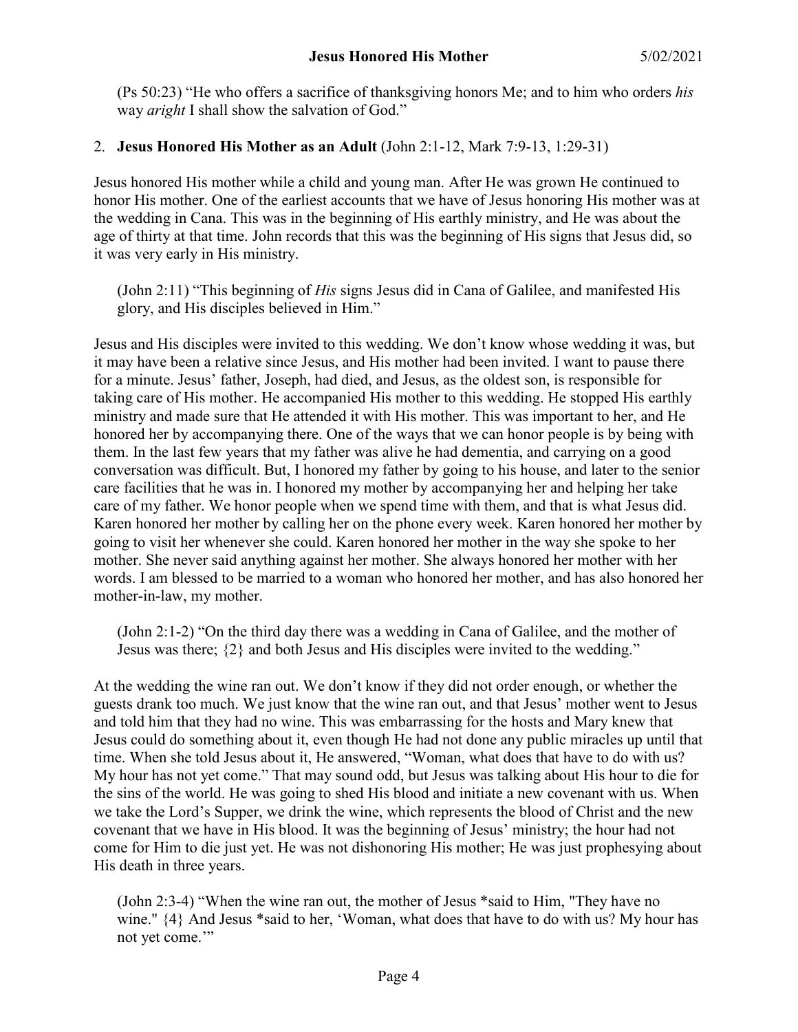(Ps 50:23) “He who offers a sacrifice of thanksgiving honors Me; and to him who orders *his* way *aright* I shall show the salvation of God.”

2. **Jesus Honored His Mother as an Adult** (John 2:1-12, Mark 7:9-13, 1:29-31)

Jesus honored His mother while a child and young man. After He was grown He continued to honor His mother. One of the earliest accounts that we have of Jesus honoring His mother was at the wedding in Cana. This was in the beginning of His earthly ministry, and He was about the age of thirty at that time. John records that this was the beginning of His signs that Jesus did, so it was very early in His ministry.

(John 2:11) “This beginning of *His* signs Jesus did in Cana of Galilee, and manifested His glory, and His disciples believed in Him.”

Jesus and His disciples were invited to this wedding. We don’t know whose wedding it was, but it may have been a relative since Jesus, and His mother had been invited. I want to pause there for a minute. Jesus’ father, Joseph, had died, and Jesus, as the oldest son, is responsible for taking care of His mother. He accompanied His mother to this wedding. He stopped His earthly ministry and made sure that He attended it with His mother. This was important to her, and He honored her by accompanying there. One of the ways that we can honor people is by being with them. In the last few years that my father was alive he had dementia, and carrying on a good conversation was difficult. But, I honored my father by going to his house, and later to the senior care facilities that he was in. I honored my mother by accompanying her and helping her take care of my father. We honor people when we spend time with them, and that is what Jesus did. Karen honored her mother by calling her on the phone every week. Karen honored her mother by going to visit her whenever she could. Karen honored her mother in the way she spoke to her mother. She never said anything against her mother. She always honored her mother with her words. I am blessed to be married to a woman who honored her mother, and has also honored her mother-in-law, my mother.

(John 2:1-2) “On the third day there was a wedding in Cana of Galilee, and the mother of Jesus was there; {2} and both Jesus and His disciples were invited to the wedding.”

At the wedding the wine ran out. We don’t know if they did not order enough, or whether the guests drank too much. We just know that the wine ran out, and that Jesus’ mother went to Jesus and told him that they had no wine. This was embarrassing for the hosts and Mary knew that Jesus could do something about it, even though He had not done any public miracles up until that time. When she told Jesus about it, He answered, “Woman, what does that have to do with us? My hour has not yet come.” That may sound odd, but Jesus was talking about His hour to die for the sins of the world. He was going to shed His blood and initiate a new covenant with us. When we take the Lord’s Supper, we drink the wine, which represents the blood of Christ and the new covenant that we have in His blood. It was the beginning of Jesus’ ministry; the hour had not come for Him to die just yet. He was not dishonoring His mother; He was just prophesying about His death in three years.

(John 2:3-4) “When the wine ran out, the mother of Jesus *said to Him, "They have no wine." {4} And Jesus *said to her, ‘Woman, what does that have to do with us? My hour has not yet come.’”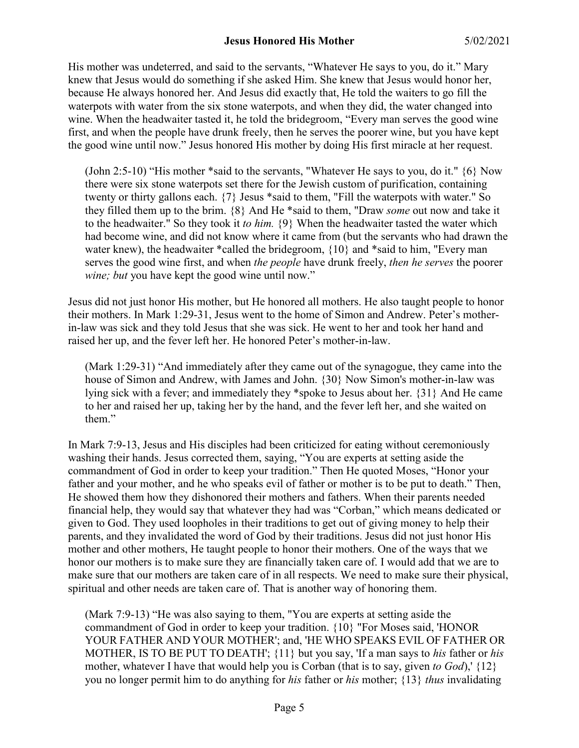His mother was undeterred, and said to the servants, “Whatever He says to you, do it.” Mary knew that Jesus would do something if she asked Him. She knew that Jesus would honor her, because He always honored her. And Jesus did exactly that, He told the waiters to go fill the waterpots with water from the six stone waterpots, and when they did, the water changed into wine. When the headwaiter tasted it, he told the bridegroom, “Every man serves the good wine first, and when the people have drunk freely, then he serves the poorer wine, but you have kept the good wine until now.” Jesus honored His mother by doing His first miracle at her request.

> (John 2:5-10) “His mother *said to the servants, "Whatever He says to you, do it." {6} Now there were six stone waterpots set there for the Jewish custom of purification, containing twenty or thirty gallons each. {7} Jesus *said to them, "Fill the waterpots with water." So they filled them up to the brim. {8} And He *said to them, "Draw *some* out now and take it to the headwaiter." So they took it *to him.* {9} When the headwaiter tasted the water which had become wine, and did not know where it came from (but the servants who had drawn the water knew), the headwaiter *called the bridegroom, {10} and *said to him, "Every man serves the good wine first, and when *the people* have drunk freely, *then he serves* the poorer *wine; but* you have kept the good wine until now.”

Jesus did not just honor His mother, but He honored all mothers. He also taught people to honor their mothers. In Mark 1:29-31, Jesus went to the home of Simon and Andrew. Peter’s mother-in-law was sick and they told Jesus that she was sick. He went to her and took her hand and raised her up, and the fever left her. He honored Peter’s mother-in-law.

> (Mark 1:29-31) “And immediately after they came out of the synagogue, they came into the house of Simon and Andrew, with James and John. {30} Now Simon's mother-in-law was lying sick with a fever; and immediately they *spoke to Jesus about her. {31} And He came to her and raised her up, taking her by the hand, and the fever left her, and she waited on them.”

In Mark 7:9-13, Jesus and His disciples had been criticized for eating without ceremoniously washing their hands. Jesus corrected them, saying, “You are experts at setting aside the commandment of God in order to keep your tradition.” Then He quoted Moses, “Honor your father and your mother, and he who speaks evil of father or mother is to be put to death.” Then, He showed them how they dishonored their mothers and fathers. When their parents needed financial help, they would say that whatever they had was “Corban,” which means dedicated or given to God. They used loopholes in their traditions to get out of giving money to help their parents, and they invalidated the word of God by their traditions. Jesus did not just honor His mother and other mothers, He taught people to honor their mothers. One of the ways that we honor our mothers is to make sure they are financially taken care of. I would add that we are to make sure that our mothers are taken care of in all respects. We need to make sure their physical, spiritual and other needs are taken care of. That is another way of honoring them.

> (Mark 7:9-13) “He was also saying to them, "You are experts at setting aside the commandment of God in order to keep your tradition. {10} "For Moses said, 'HONOR YOUR FATHER AND YOUR MOTHER'; and, 'HE WHO SPEAKS EVIL OF FATHER OR MOTHER, IS TO BE PUT TO DEATH'; {11} but you say, 'If a man says to *his* father or *his* mother, whatever I have that would help you is Corban (that is to say, given *to God*),' {12} you no longer permit him to do anything for *his* father or *his* mother; {13} *thus* invalidating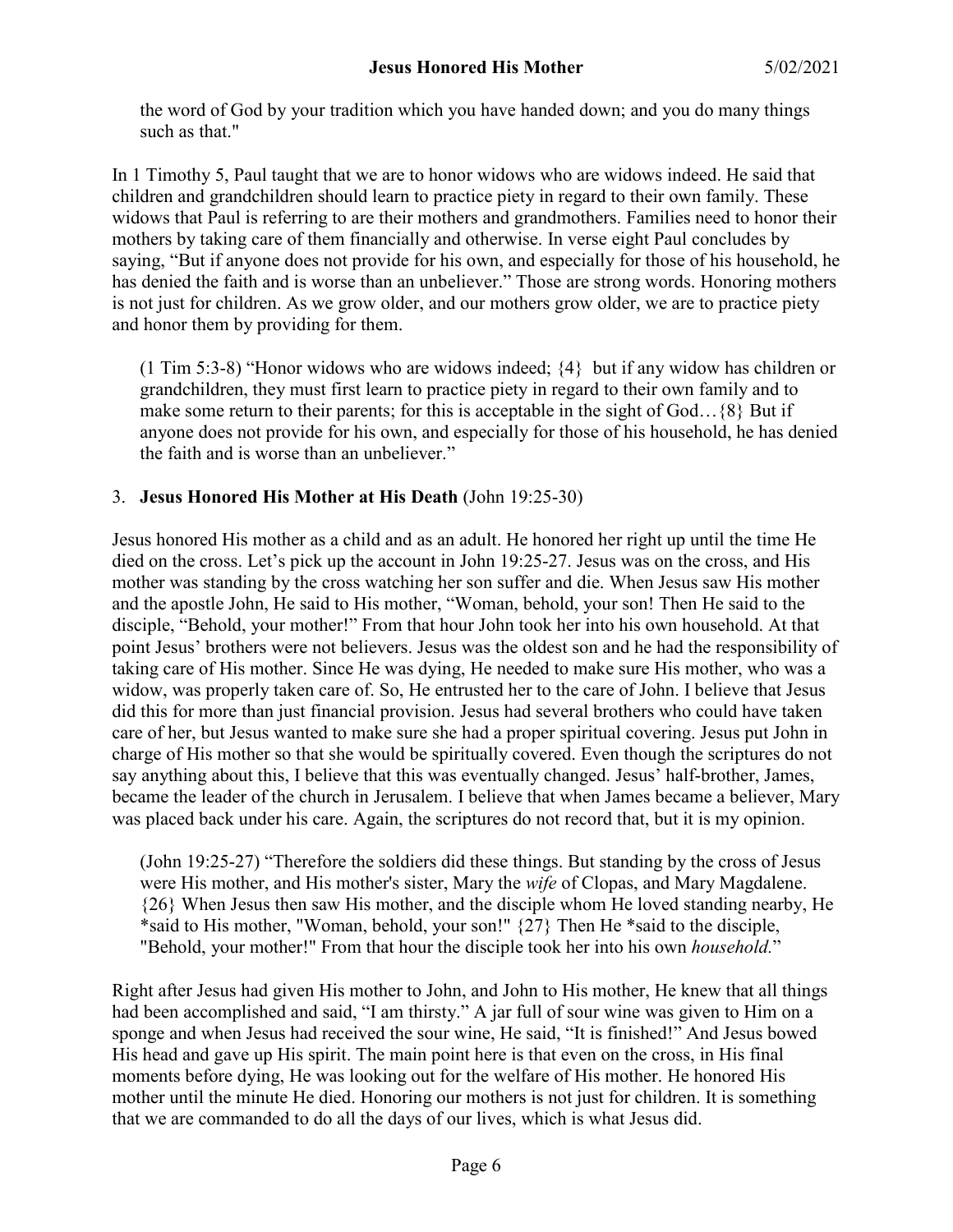the word of God by your tradition which you have handed down; and you do many things such as that."

In 1 Timothy 5, Paul taught that we are to honor widows who are widows indeed. He said that children and grandchildren should learn to practice piety in regard to their own family. These widows that Paul is referring to are their mothers and grandmothers. Families need to honor their mothers by taking care of them financially and otherwise. In verse eight Paul concludes by saying, "But if anyone does not provide for his own, and especially for those of his household, he has denied the faith and is worse than an unbeliever." Those are strong words. Honoring mothers is not just for children. As we grow older, and our mothers grow older, we are to practice piety and honor them by providing for them.

> (1 Tim 5:3-8) "Honor widows who are widows indeed; {4} but if any widow has children or grandchildren, they must first learn to practice piety in regard to their own family and to make some return to their parents; for this is acceptable in the sight of God…{8} But if anyone does not provide for his own, and especially for those of his household, he has denied the faith and is worse than an unbeliever."

3. **Jesus Honored His Mother at His Death** (John 19:25-30)

Jesus honored His mother as a child and as an adult. He honored her right up until the time He died on the cross. Let's pick up the account in John 19:25-27. Jesus was on the cross, and His mother was standing by the cross watching her son suffer and die. When Jesus saw His mother and the apostle John, He said to His mother, "Woman, behold, your son! Then He said to the disciple, "Behold, your mother!" From that hour John took her into his own household. At that point Jesus' brothers were not believers. Jesus was the oldest son and he had the responsibility of taking care of His mother. Since He was dying, He needed to make sure His mother, who was a widow, was properly taken care of. So, He entrusted her to the care of John. I believe that Jesus did this for more than just financial provision. Jesus had several brothers who could have taken care of her, but Jesus wanted to make sure she had a proper spiritual covering. Jesus put John in charge of His mother so that she would be spiritually covered. Even though the scriptures do not say anything about this, I believe that this was eventually changed. Jesus' half-brother, James, became the leader of the church in Jerusalem. I believe that when James became a believer, Mary was placed back under his care. Again, the scriptures do not record that, but it is my opinion.

> (John 19:25-27) "Therefore the soldiers did these things. But standing by the cross of Jesus were His mother, and His mother's sister, Mary the *wife* of Clopas, and Mary Magdalene. {26} When Jesus then saw His mother, and the disciple whom He loved standing nearby, He *said to His mother, "Woman, behold, your son!" {27} Then He *said to the disciple, "Behold, your mother!" From that hour the disciple took her into his own *household.*"

Right after Jesus had given His mother to John, and John to His mother, He knew that all things had been accomplished and said, "I am thirsty." A jar full of sour wine was given to Him on a sponge and when Jesus had received the sour wine, He said, "It is finished!" And Jesus bowed His head and gave up His spirit. The main point here is that even on the cross, in His final moments before dying, He was looking out for the welfare of His mother. He honored His mother until the minute He died. Honoring our mothers is not just for children. It is something that we are commanded to do all the days of our lives, which is what Jesus did.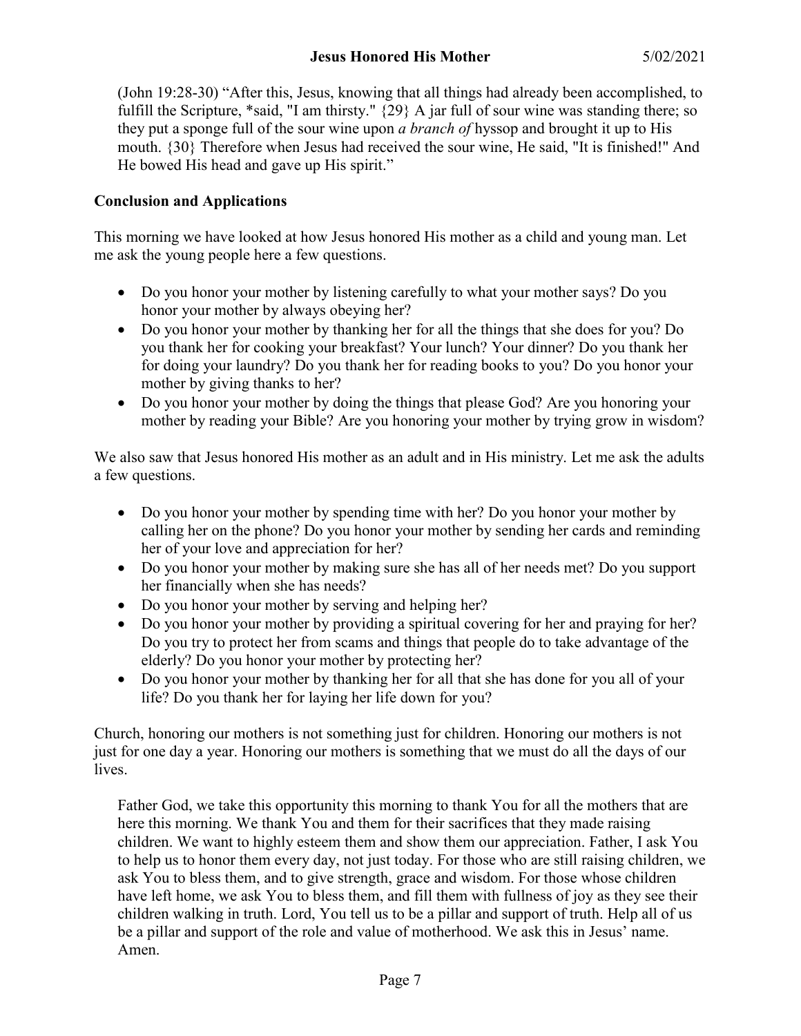(John 19:28-30) "After this, Jesus, knowing that all things had already been accomplished, to fulfill the Scripture, *said, "I am thirsty." {29} A jar full of sour wine was standing there; so they put a sponge full of the sour wine upon *a branch of* hyssop and brought it up to His mouth. {30} Therefore when Jesus had received the sour wine, He said, "It is finished!" And He bowed His head and gave up His spirit."

**Conclusion and Applications**

This morning we have looked at how Jesus honored His mother as a child and young man. Let me ask the young people here a few questions.

- Do you honor your mother by listening carefully to what your mother says? Do you honor your mother by always obeying her?
- Do you honor your mother by thanking her for all the things that she does for you? Do you thank her for cooking your breakfast? Your lunch? Your dinner? Do you thank her for doing your laundry? Do you thank her for reading books to you? Do you honor your mother by giving thanks to her?
- Do you honor your mother by doing the things that please God? Are you honoring your mother by reading your Bible? Are you honoring your mother by trying grow in wisdom?

We also saw that Jesus honored His mother as an adult and in His ministry. Let me ask the adults a few questions.

- Do you honor your mother by spending time with her? Do you honor your mother by calling her on the phone? Do you honor your mother by sending her cards and reminding her of your love and appreciation for her?
- Do you honor your mother by making sure she has all of her needs met? Do you support her financially when she has needs?
- Do you honor your mother by serving and helping her?
- Do you honor your mother by providing a spiritual covering for her and praying for her? Do you try to protect her from scams and things that people do to take advantage of the elderly? Do you honor your mother by protecting her?
- Do you honor your mother by thanking her for all that she has done for you all of your life? Do you thank her for laying her life down for you?

Church, honoring our mothers is not something just for children. Honoring our mothers is not just for one day a year. Honoring our mothers is something that we must do all the days of our lives.

Father God, we take this opportunity this morning to thank You for all the mothers that are here this morning. We thank You and them for their sacrifices that they made raising children. We want to highly esteem them and show them our appreciation. Father, I ask You to help us to honor them every day, not just today. For those who are still raising children, we ask You to bless them, and to give strength, grace and wisdom. For those whose children have left home, we ask You to bless them, and fill them with fullness of joy as they see their children walking in truth. Lord, You tell us to be a pillar and support of truth. Help all of us be a pillar and support of the role and value of motherhood. We ask this in Jesus' name. Amen.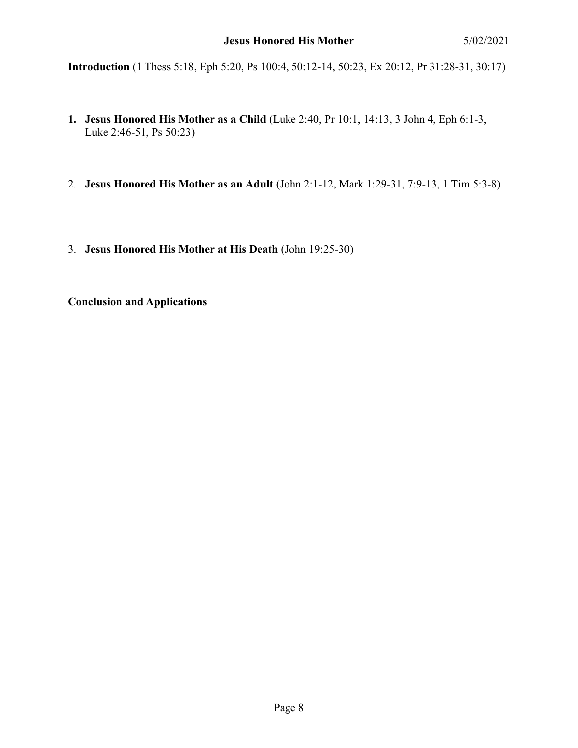# Jesus Honored His Mother

5/02/2021

**Introduction** (1 Thess 5:18, Eph 5:20, Ps 100:4, 50:12-14, 50:23, Ex 20:12, Pr 31:28-31, 30:17)

1. **Jesus Honored His Mother as a Child** (Luke 2:40, Pr 10:1, 14:13, 3 John 4, Eph 6:1-3, Luke 2:46-51, Ps 50:23)

2. **Jesus Honored His Mother as an Adult** (John 2:1-12, Mark 1:29-31, 7:9-13, 1 Tim 5:3-8)

3. **Jesus Honored His Mother at His Death** (John 19:25-30)

**Conclusion and Applications**